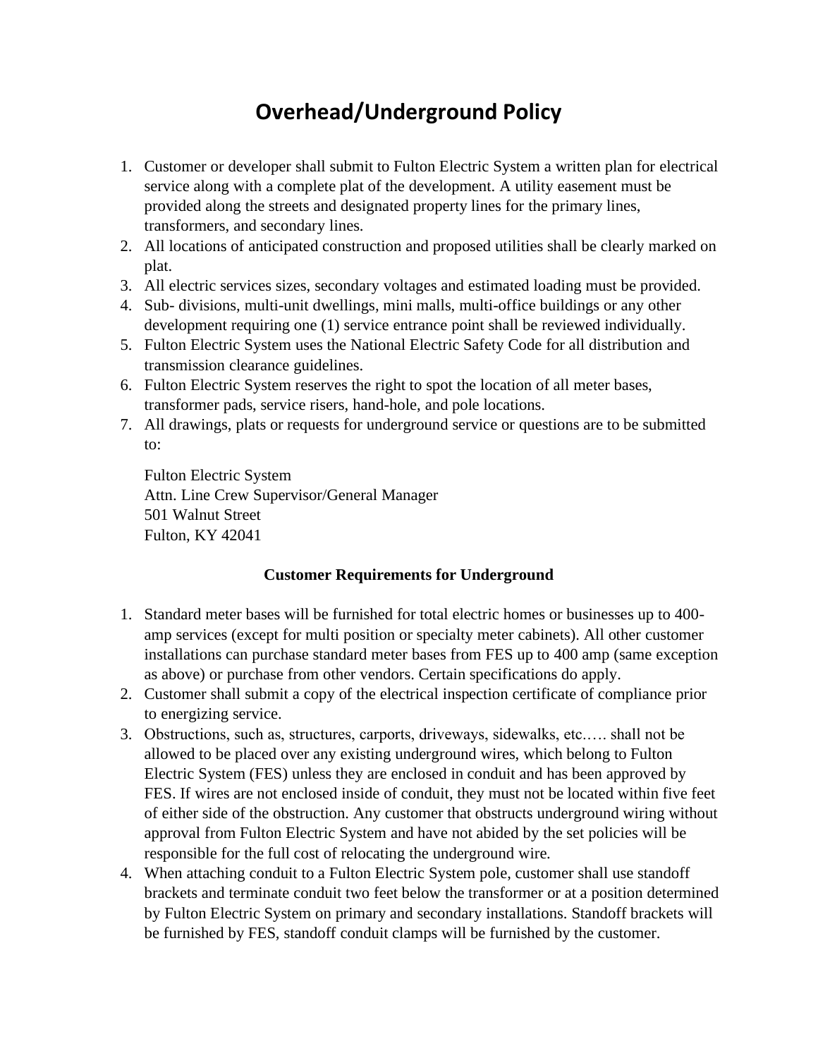# Overhead/Underground Policy

1. Customer or developer shall submit to Fulton Electric System a written plan for electrical service along with a complete plat of the development. A utility easement must be provided along the streets and designated property lines for the primary lines, transformers, and secondary lines.
2. All locations of anticipated construction and proposed utilities shall be clearly marked on plat.
3. All electric services sizes, secondary voltages and estimated loading must be provided.
4. Sub- divisions, multi-unit dwellings, mini malls, multi-office buildings or any other development requiring one (1) service entrance point shall be reviewed individually.
5. Fulton Electric System uses the National Electric Safety Code for all distribution and transmission clearance guidelines.
6. Fulton Electric System reserves the right to spot the location of all meter bases, transformer pads, service risers, hand-hole, and pole locations.
7. All drawings, plats or requests for underground service or questions are to be submitted to:

   Fulton Electric System
   Attn. Line Crew Supervisor/General Manager
   501 Walnut Street
   Fulton, KY 42041

### Customer Requirements for Underground

1. Standard meter bases will be furnished for total electric homes or businesses up to 400-amp services (except for multi position or specialty meter cabinets). All other customer installations can purchase standard meter bases from FES up to 400 amp (same exception as above) or purchase from other vendors. Certain specifications do apply.
2. Customer shall submit a copy of the electrical inspection certificate of compliance prior to energizing service.
3. Obstructions, such as, structures, carports, driveways, sidewalks, etc.…. shall not be allowed to be placed over any existing underground wires, which belong to Fulton Electric System (FES) unless they are enclosed in conduit and has been approved by FES. If wires are not enclosed inside of conduit, they must not be located within five feet of either side of the obstruction. Any customer that obstructs underground wiring without approval from Fulton Electric System and have not abided by the set policies will be responsible for the full cost of relocating the underground wire.
4. When attaching conduit to a Fulton Electric System pole, customer shall use standoff brackets and terminate conduit two feet below the transformer or at a position determined by Fulton Electric System on primary and secondary installations. Standoff brackets will be furnished by FES, standoff conduit clamps will be furnished by the customer.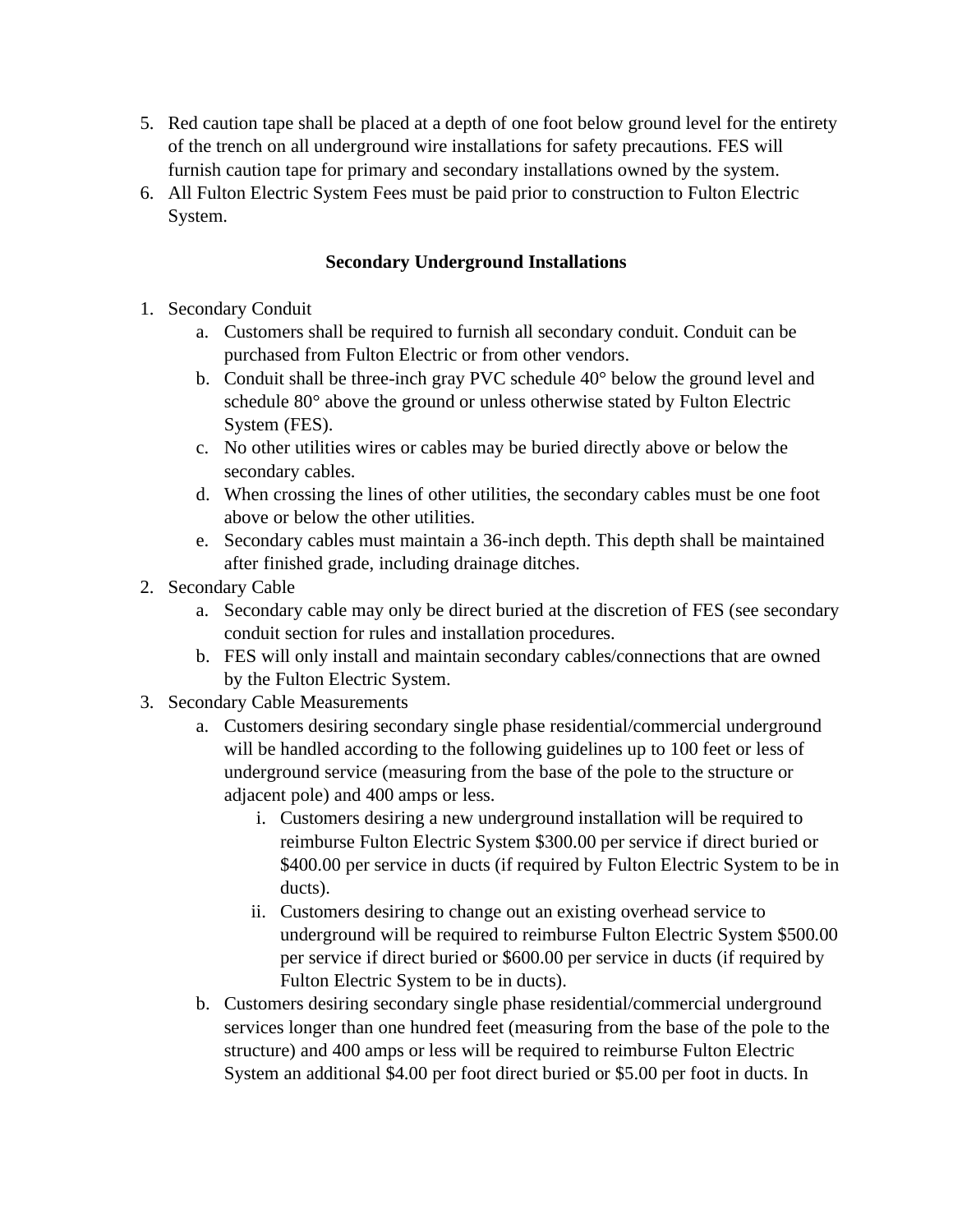5. Red caution tape shall be placed at a depth of one foot below ground level for the entirety of the trench on all underground wire installations for safety precautions. FES will furnish caution tape for primary and secondary installations owned by the system.
6. All Fulton Electric System Fees must be paid prior to construction to Fulton Electric System.

**Secondary Underground Installations**

1. Secondary Conduit
   a. Customers shall be required to furnish all secondary conduit. Conduit can be purchased from Fulton Electric or from other vendors.
   b. Conduit shall be three-inch gray PVC schedule 40° below the ground level and schedule 80° above the ground or unless otherwise stated by Fulton Electric System (FES).
   c. No other utilities wires or cables may be buried directly above or below the secondary cables.
   d. When crossing the lines of other utilities, the secondary cables must be one foot above or below the other utilities.
   e. Secondary cables must maintain a 36-inch depth. This depth shall be maintained after finished grade, including drainage ditches.
2. Secondary Cable
   a. Secondary cable may only be direct buried at the discretion of FES (see secondary conduit section for rules and installation procedures.
   b. FES will only install and maintain secondary cables/connections that are owned by the Fulton Electric System.
3. Secondary Cable Measurements
   a. Customers desiring secondary single phase residential/commercial underground will be handled according to the following guidelines up to 100 feet or less of underground service (measuring from the base of the pole to the structure or adjacent pole) and 400 amps or less.
      i. Customers desiring a new underground installation will be required to reimburse Fulton Electric System $300.00 per service if direct buried or $400.00 per service in ducts (if required by Fulton Electric System to be in ducts).
      ii. Customers desiring to change out an existing overhead service to underground will be required to reimburse Fulton Electric System $500.00 per service if direct buried or $600.00 per service in ducts (if required by Fulton Electric System to be in ducts).
   b. Customers desiring secondary single phase residential/commercial underground services longer than one hundred feet (measuring from the base of the pole to the structure) and 400 amps or less will be required to reimburse Fulton Electric System an additional $4.00 per foot direct buried or $5.00 per foot in ducts. In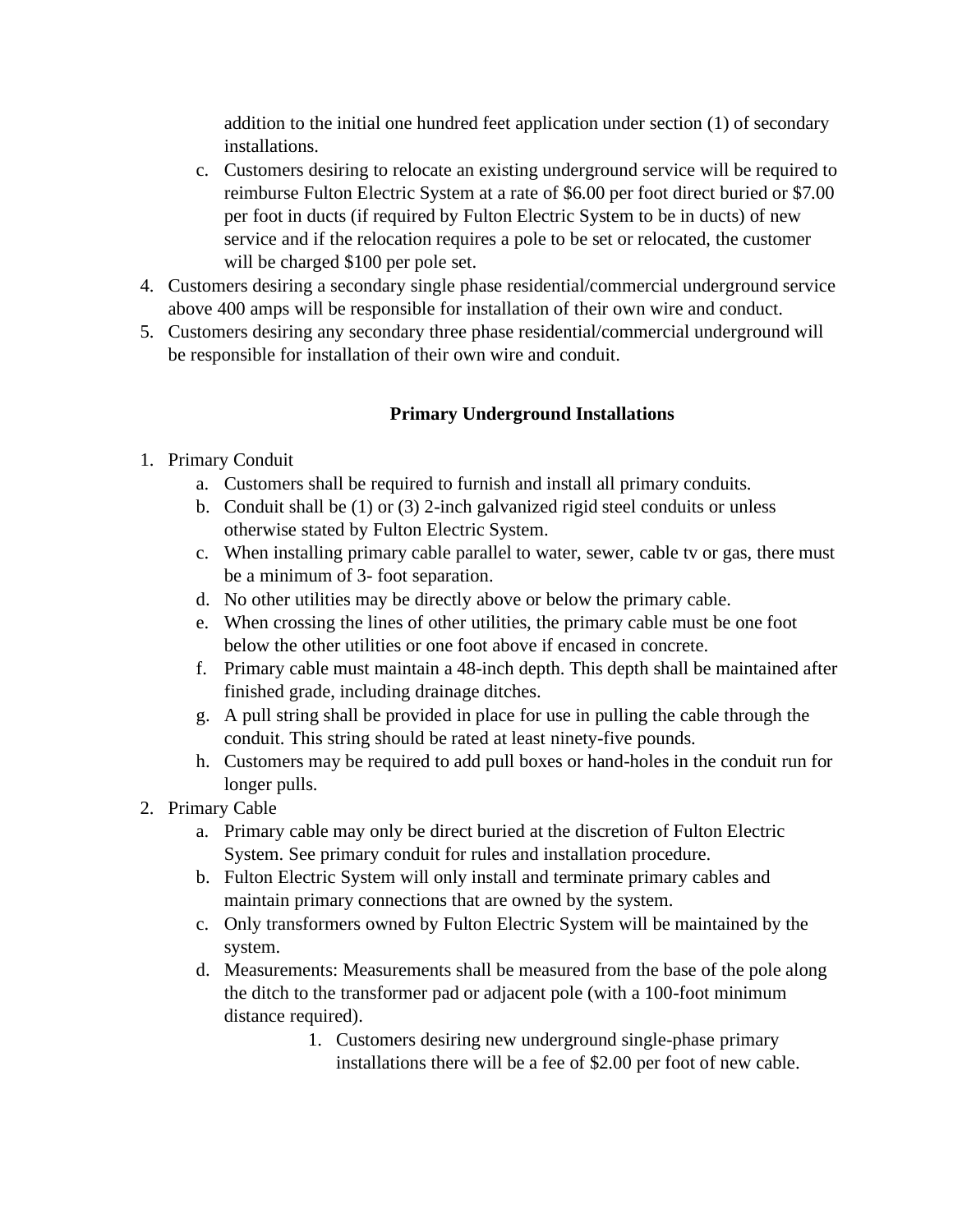addition to the initial one hundred feet application under section (1) of secondary installations.

   c. Customers desiring to relocate an existing underground service will be required to reimburse Fulton Electric System at a rate of $6.00 per foot direct buried or $7.00 per foot in ducts (if required by Fulton Electric System to be in ducts) of new service and if the relocation requires a pole to be set or relocated, the customer will be charged $100 per pole set.

4. Customers desiring a secondary single phase residential/commercial underground service above 400 amps will be responsible for installation of their own wire and conduct.
5. Customers desiring any secondary three phase residential/commercial underground will be responsible for installation of their own wire and conduit.

## Primary Underground Installations

1. Primary Conduit
   a. Customers shall be required to furnish and install all primary conduits.
   b. Conduit shall be (1) or (3) 2-inch galvanized rigid steel conduits or unless otherwise stated by Fulton Electric System.
   c. When installing primary cable parallel to water, sewer, cable tv or gas, there must be a minimum of 3- foot separation.
   d. No other utilities may be directly above or below the primary cable.
   e. When crossing the lines of other utilities, the primary cable must be one foot below the other utilities or one foot above if encased in concrete.
   f. Primary cable must maintain a 48-inch depth. This depth shall be maintained after finished grade, including drainage ditches.
   g. A pull string shall be provided in place for use in pulling the cable through the conduit. This string should be rated at least ninety-five pounds.
   h. Customers may be required to add pull boxes or hand-holes in the conduit run for longer pulls.
2. Primary Cable
   a. Primary cable may only be direct buried at the discretion of Fulton Electric System. See primary conduit for rules and installation procedure.
   b. Fulton Electric System will only install and terminate primary cables and maintain primary connections that are owned by the system.
   c. Only transformers owned by Fulton Electric System will be maintained by the system.
   d. Measurements: Measurements shall be measured from the base of the pole along the ditch to the transformer pad or adjacent pole (with a 100-foot minimum distance required).
      1. Customers desiring new underground single-phase primary installations there will be a fee of $2.00 per foot of new cable.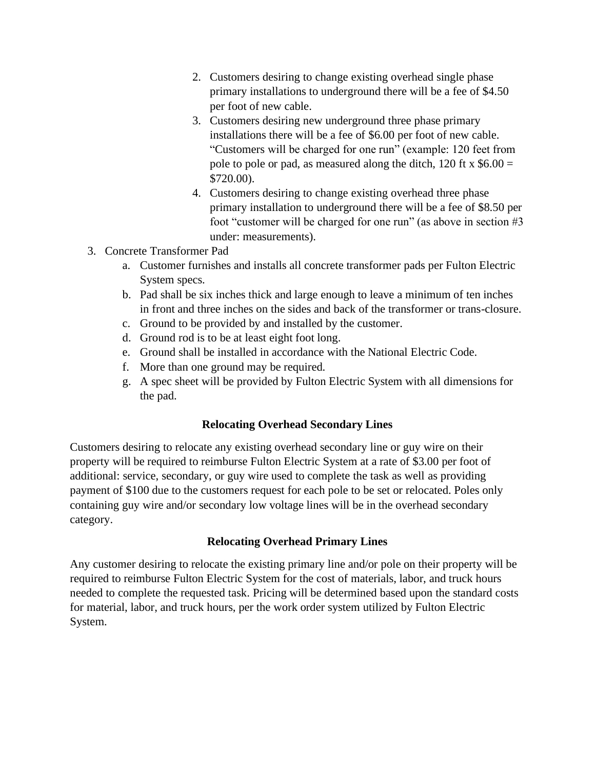2. Customers desiring to change existing overhead single phase primary installations to underground there will be a fee of $4.50 per foot of new cable.
   3. Customers desiring new underground three phase primary installations there will be a fee of $6.00 per foot of new cable. "Customers will be charged for one run" (example: 120 feet from pole to pole or pad, as measured along the ditch, 120 ft x $6.00 = $720.00).
   4. Customers desiring to change existing overhead three phase primary installation to underground there will be a fee of $8.50 per foot "customer will be charged for one run" (as above in section #3 under: measurements).

3. Concrete Transformer Pad
   a. Customer furnishes and installs all concrete transformer pads per Fulton Electric System specs.
   b. Pad shall be six inches thick and large enough to leave a minimum of ten inches in front and three inches on the sides and back of the transformer or trans-closure.
   c. Ground to be provided by and installed by the customer.
   d. Ground rod is to be at least eight foot long.
   e. Ground shall be installed in accordance with the National Electric Code.
   f. More than one ground may be required.
   g. A spec sheet will be provided by Fulton Electric System with all dimensions for the pad.

**Relocating Overhead Secondary Lines**

Customers desiring to relocate any existing overhead secondary line or guy wire on their property will be required to reimburse Fulton Electric System at a rate of $3.00 per foot of additional: service, secondary, or guy wire used to complete the task as well as providing payment of $100 due to the customers request for each pole to be set or relocated. Poles only containing guy wire and/or secondary low voltage lines will be in the overhead secondary category.

**Relocating Overhead Primary Lines**

Any customer desiring to relocate the existing primary line and/or pole on their property will be required to reimburse Fulton Electric System for the cost of materials, labor, and truck hours needed to complete the requested task. Pricing will be determined based upon the standard costs for material, labor, and truck hours, per the work order system utilized by Fulton Electric System.